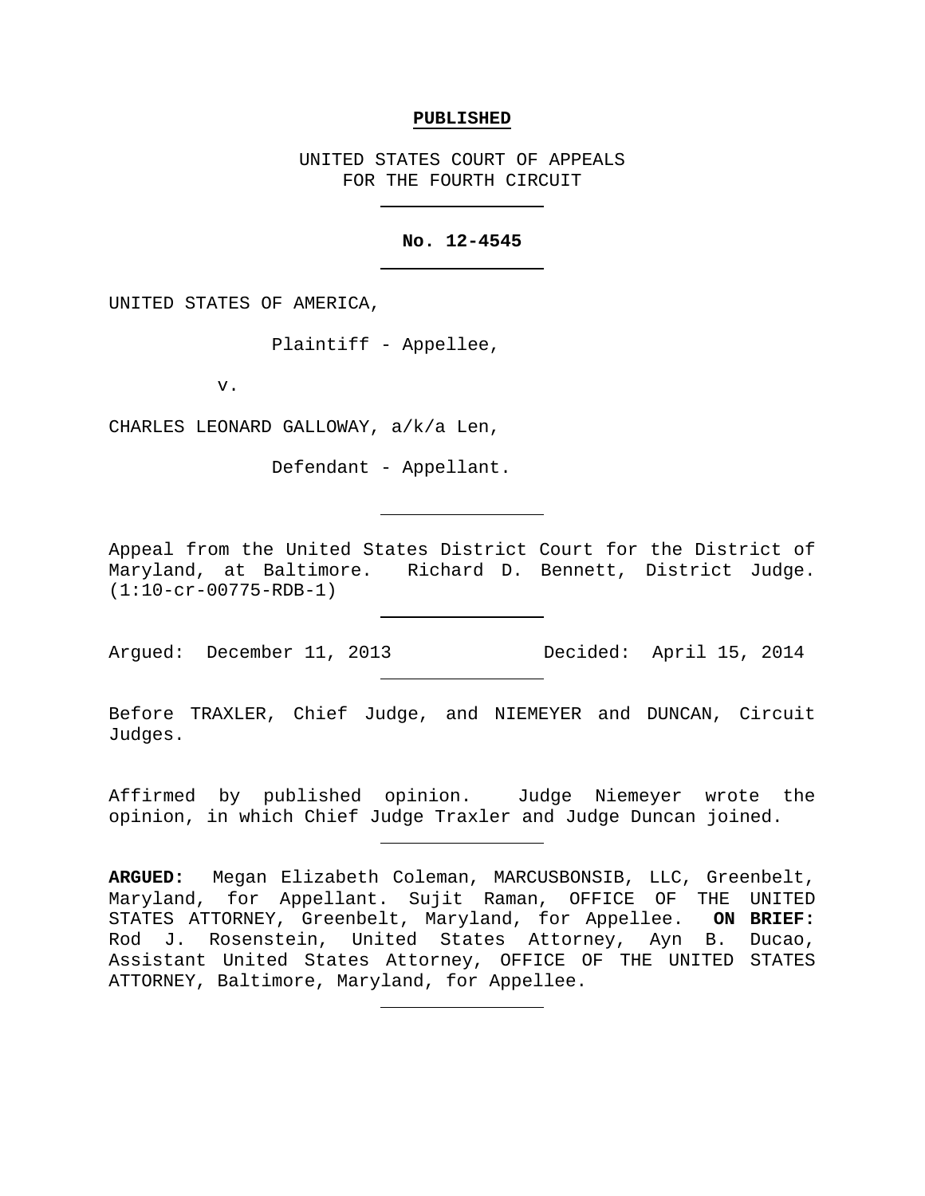**PUBLISHED**

UNITED STATES COURT OF APPEALS
FOR THE FOURTH CIRCUIT

---

**No. 12-4545**

---

UNITED STATES OF AMERICA,

Plaintiff - Appellee,

v.

CHARLES LEONARD GALLOWAY, a/k/a Len,

Defendant - Appellant.

---

Appeal from the United States District Court for the District of Maryland, at Baltimore. Richard D. Bennett, District Judge. (1:10-cr-00775-RDB-1)

---

Argued: December 11, 2013 Decided: April 15, 2014

---

Before TRAXLER, Chief Judge, and NIEMEYER and DUNCAN, Circuit Judges.

Affirmed by published opinion. Judge Niemeyer wrote the opinion, in which Chief Judge Traxler and Judge Duncan joined.

---

**ARGUED:** Megan Elizabeth Coleman, MARCUSBONSIB, LLC, Greenbelt, Maryland, for Appellant. Sujit Raman, OFFICE OF THE UNITED STATES ATTORNEY, Greenbelt, Maryland, for Appellee. **ON BRIEF:** Rod J. Rosenstein, United States Attorney, Ayn B. Ducao, Assistant United States Attorney, OFFICE OF THE UNITED STATES ATTORNEY, Baltimore, Maryland, for Appellee.

---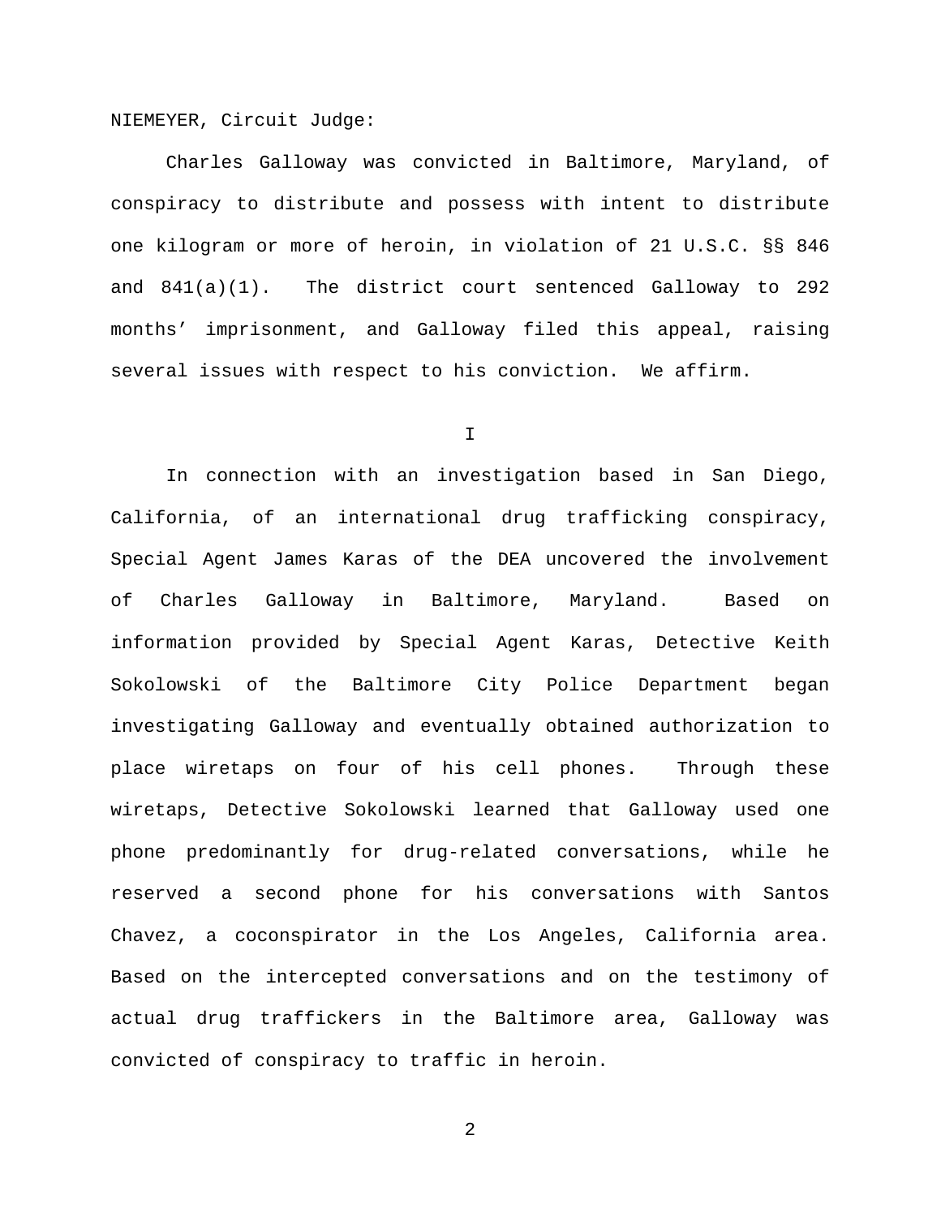NIEMEYER, Circuit Judge:

Charles Galloway was convicted in Baltimore, Maryland, of conspiracy to distribute and possess with intent to distribute one kilogram or more of heroin, in violation of 21 U.S.C. §§ 846 and 841(a)(1). The district court sentenced Galloway to 292 months' imprisonment, and Galloway filed this appeal, raising several issues with respect to his conviction. We affirm.

## I

In connection with an investigation based in San Diego, California, of an international drug trafficking conspiracy, Special Agent James Karas of the DEA uncovered the involvement of Charles Galloway in Baltimore, Maryland. Based on information provided by Special Agent Karas, Detective Keith Sokolowski of the Baltimore City Police Department began investigating Galloway and eventually obtained authorization to place wiretaps on four of his cell phones. Through these wiretaps, Detective Sokolowski learned that Galloway used one phone predominantly for drug-related conversations, while he reserved a second phone for his conversations with Santos Chavez, a coconspirator in the Los Angeles, California area. Based on the intercepted conversations and on the testimony of actual drug traffickers in the Baltimore area, Galloway was convicted of conspiracy to traffic in heroin.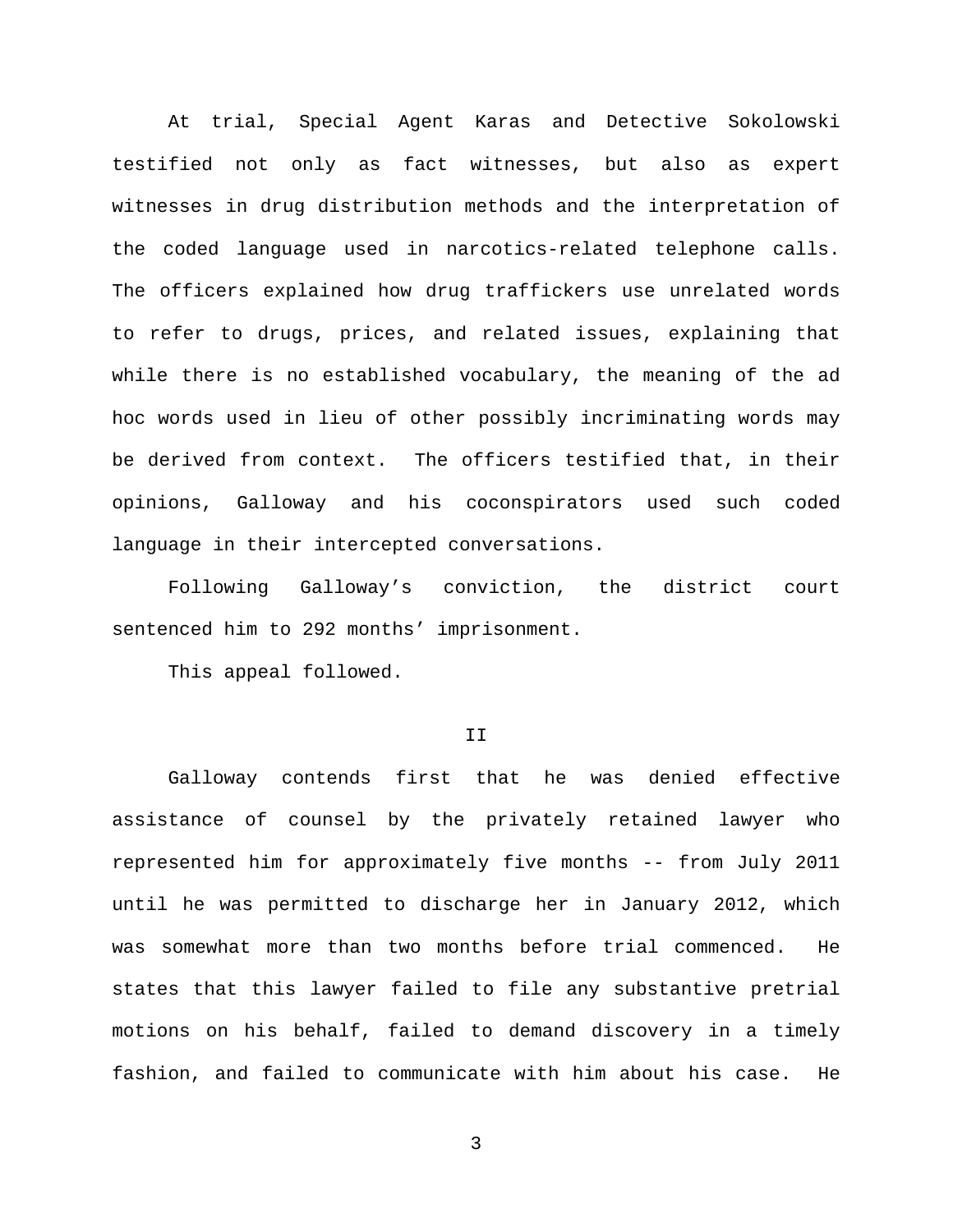At trial, Special Agent Karas and Detective Sokolowski testified not only as fact witnesses, but also as expert witnesses in drug distribution methods and the interpretation of the coded language used in narcotics-related telephone calls. The officers explained how drug traffickers use unrelated words to refer to drugs, prices, and related issues, explaining that while there is no established vocabulary, the meaning of the ad hoc words used in lieu of other possibly incriminating words may be derived from context. The officers testified that, in their opinions, Galloway and his coconspirators used such coded language in their intercepted conversations.

Following Galloway's conviction, the district court sentenced him to 292 months' imprisonment.

This appeal followed.

## II

Galloway contends first that he was denied effective assistance of counsel by the privately retained lawyer who represented him for approximately five months -- from July 2011 until he was permitted to discharge her in January 2012, which was somewhat more than two months before trial commenced. He states that this lawyer failed to file any substantive pretrial motions on his behalf, failed to demand discovery in a timely fashion, and failed to communicate with him about his case. He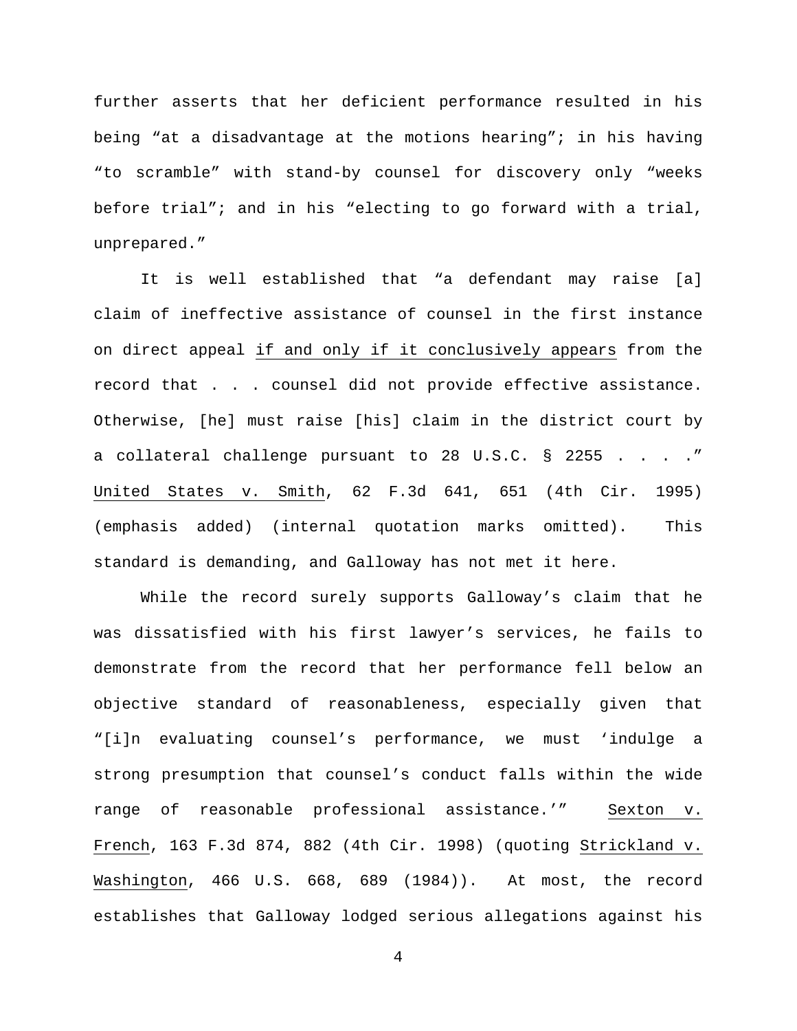further asserts that her deficient performance resulted in his being "at a disadvantage at the motions hearing"; in his having "to scramble" with stand-by counsel for discovery only "weeks before trial"; and in his "electing to go forward with a trial, unprepared."

It is well established that "a defendant may raise [a] claim of ineffective assistance of counsel in the first instance on direct appeal <u>if and only if it conclusively appears</u> from the record that . . . counsel did not provide effective assistance. Otherwise, [he] must raise [his] claim in the district court by a collateral challenge pursuant to 28 U.S.C. § 2255 . . . ." <u>United States v. Smith</u>, 62 F.3d 641, 651 (4th Cir. 1995) (emphasis added) (internal quotation marks omitted). This standard is demanding, and Galloway has not met it here.

While the record surely supports Galloway's claim that he was dissatisfied with his first lawyer's services, he fails to demonstrate from the record that her performance fell below an objective standard of reasonableness, especially given that "[i]n evaluating counsel's performance, we must 'indulge a strong presumption that counsel's conduct falls within the wide range of reasonable professional assistance.'" <u>Sexton v. French</u>, 163 F.3d 874, 882 (4th Cir. 1998) (quoting <u>Strickland v. Washington</u>, 466 U.S. 668, 689 (1984)). At most, the record establishes that Galloway lodged serious allegations against his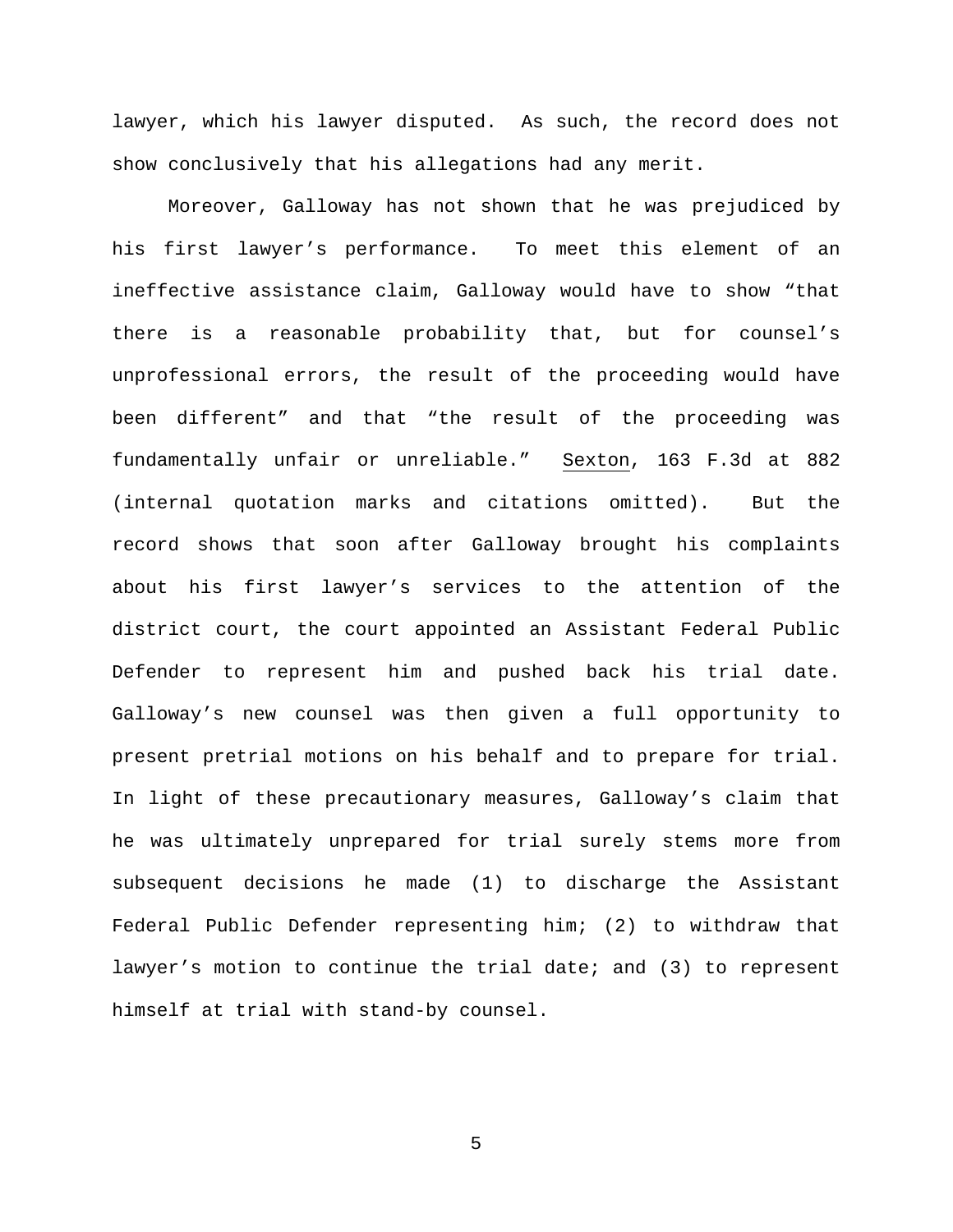lawyer, which his lawyer disputed. As such, the record does not show conclusively that his allegations had any merit.

Moreover, Galloway has not shown that he was prejudiced by his first lawyer's performance. To meet this element of an ineffective assistance claim, Galloway would have to show "that there is a reasonable probability that, but for counsel's unprofessional errors, the result of the proceeding would have been different" and that "the result of the proceeding was fundamentally unfair or unreliable." Sexton, 163 F.3d at 882 (internal quotation marks and citations omitted). But the record shows that soon after Galloway brought his complaints about his first lawyer's services to the attention of the district court, the court appointed an Assistant Federal Public Defender to represent him and pushed back his trial date. Galloway's new counsel was then given a full opportunity to present pretrial motions on his behalf and to prepare for trial. In light of these precautionary measures, Galloway's claim that he was ultimately unprepared for trial surely stems more from subsequent decisions he made (1) to discharge the Assistant Federal Public Defender representing him; (2) to withdraw that lawyer's motion to continue the trial date; and (3) to represent himself at trial with stand-by counsel.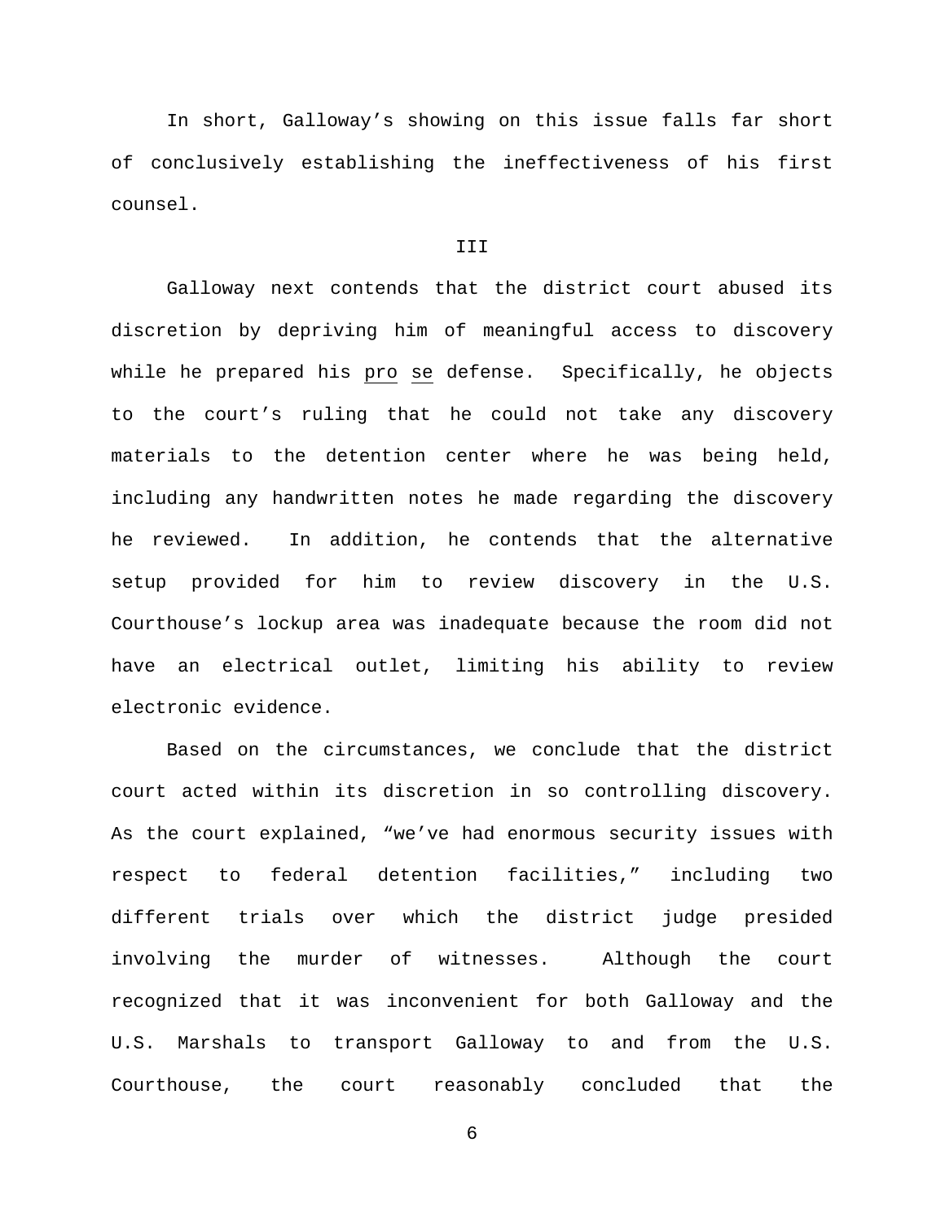In short, Galloway's showing on this issue falls far short of conclusively establishing the ineffectiveness of his first counsel.

## III

Galloway next contends that the district court abused its discretion by depriving him of meaningful access to discovery while he prepared his _pro se_ defense. Specifically, he objects to the court's ruling that he could not take any discovery materials to the detention center where he was being held, including any handwritten notes he made regarding the discovery he reviewed. In addition, he contends that the alternative setup provided for him to review discovery in the U.S. Courthouse's lockup area was inadequate because the room did not have an electrical outlet, limiting his ability to review electronic evidence.

Based on the circumstances, we conclude that the district court acted within its discretion in so controlling discovery. As the court explained, "we've had enormous security issues with respect to federal detention facilities," including two different trials over which the district judge presided involving the murder of witnesses. Although the court recognized that it was inconvenient for both Galloway and the U.S. Marshals to transport Galloway to and from the U.S. Courthouse, the court reasonably concluded that the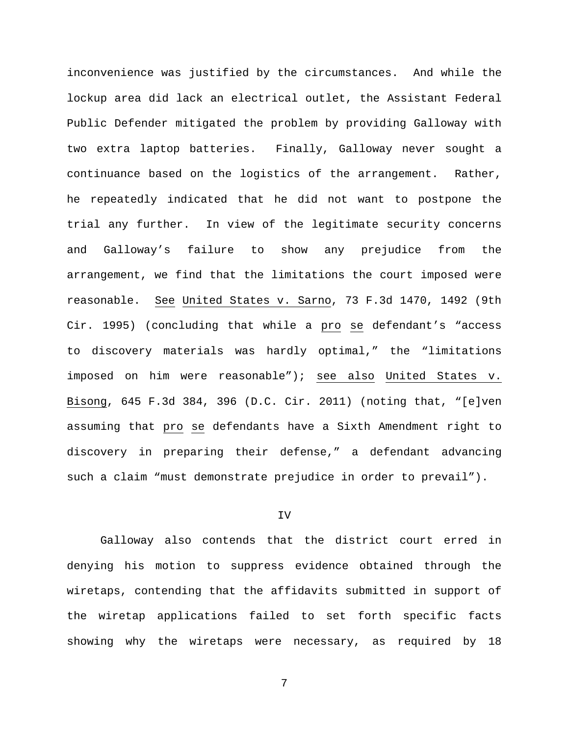inconvenience was justified by the circumstances. And while the lockup area did lack an electrical outlet, the Assistant Federal Public Defender mitigated the problem by providing Galloway with two extra laptop batteries. Finally, Galloway never sought a continuance based on the logistics of the arrangement. Rather, he repeatedly indicated that he did not want to postpone the trial any further. In view of the legitimate security concerns and Galloway's failure to show any prejudice from the arrangement, we find that the limitations the court imposed were reasonable. See United States v. Sarno, 73 F.3d 1470, 1492 (9th Cir. 1995) (concluding that while a pro se defendant's "access to discovery materials was hardly optimal," the "limitations imposed on him were reasonable"); see also United States v. Bisong, 645 F.3d 384, 396 (D.C. Cir. 2011) (noting that, "[e]ven assuming that pro se defendants have a Sixth Amendment right to discovery in preparing their defense," a defendant advancing such a claim "must demonstrate prejudice in order to prevail").

## IV

Galloway also contends that the district court erred in denying his motion to suppress evidence obtained through the wiretaps, contending that the affidavits submitted in support of the wiretap applications failed to set forth specific facts showing why the wiretaps were necessary, as required by 18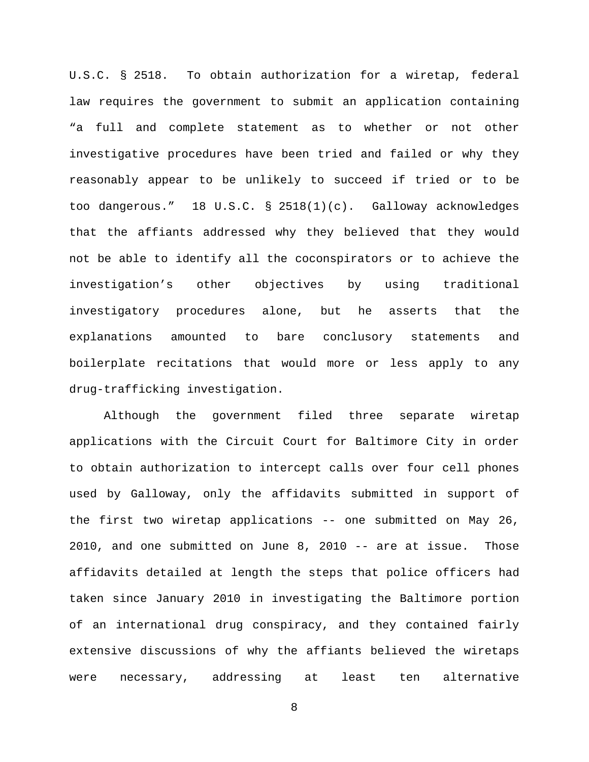U.S.C. § 2518. To obtain authorization for a wiretap, federal law requires the government to submit an application containing "a full and complete statement as to whether or not other investigative procedures have been tried and failed or why they reasonably appear to be unlikely to succeed if tried or to be too dangerous." 18 U.S.C. § 2518(1)(c). Galloway acknowledges that the affiants addressed why they believed that they would not be able to identify all the coconspirators or to achieve the investigation's other objectives by using traditional investigatory procedures alone, but he asserts that the explanations amounted to bare conclusory statements and boilerplate recitations that would more or less apply to any drug-trafficking investigation.

Although the government filed three separate wiretap applications with the Circuit Court for Baltimore City in order to obtain authorization to intercept calls over four cell phones used by Galloway, only the affidavits submitted in support of the first two wiretap applications -- one submitted on May 26, 2010, and one submitted on June 8, 2010 -- are at issue. Those affidavits detailed at length the steps that police officers had taken since January 2010 in investigating the Baltimore portion of an international drug conspiracy, and they contained fairly extensive discussions of why the affiants believed the wiretaps were necessary, addressing at least ten alternative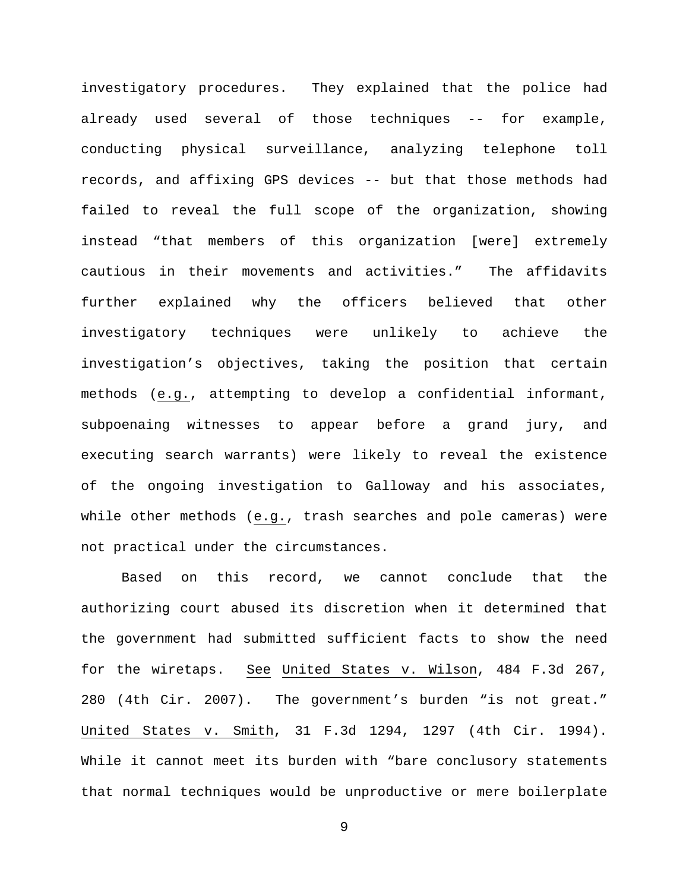investigatory procedures. They explained that the police had already used several of those techniques -- for example, conducting physical surveillance, analyzing telephone toll records, and affixing GPS devices -- but that those methods had failed to reveal the full scope of the organization, showing instead "that members of this organization [were] extremely cautious in their movements and activities." The affidavits further explained why the officers believed that other investigatory techniques were unlikely to achieve the investigation's objectives, taking the position that certain methods (e.g., attempting to develop a confidential informant, subpoenaing witnesses to appear before a grand jury, and executing search warrants) were likely to reveal the existence of the ongoing investigation to Galloway and his associates, while other methods (e.g., trash searches and pole cameras) were not practical under the circumstances.

Based on this record, we cannot conclude that the authorizing court abused its discretion when it determined that the government had submitted sufficient facts to show the need for the wiretaps. See United States v. Wilson, 484 F.3d 267, 280 (4th Cir. 2007). The government's burden "is not great." United States v. Smith, 31 F.3d 1294, 1297 (4th Cir. 1994). While it cannot meet its burden with "bare conclusory statements that normal techniques would be unproductive or mere boilerplate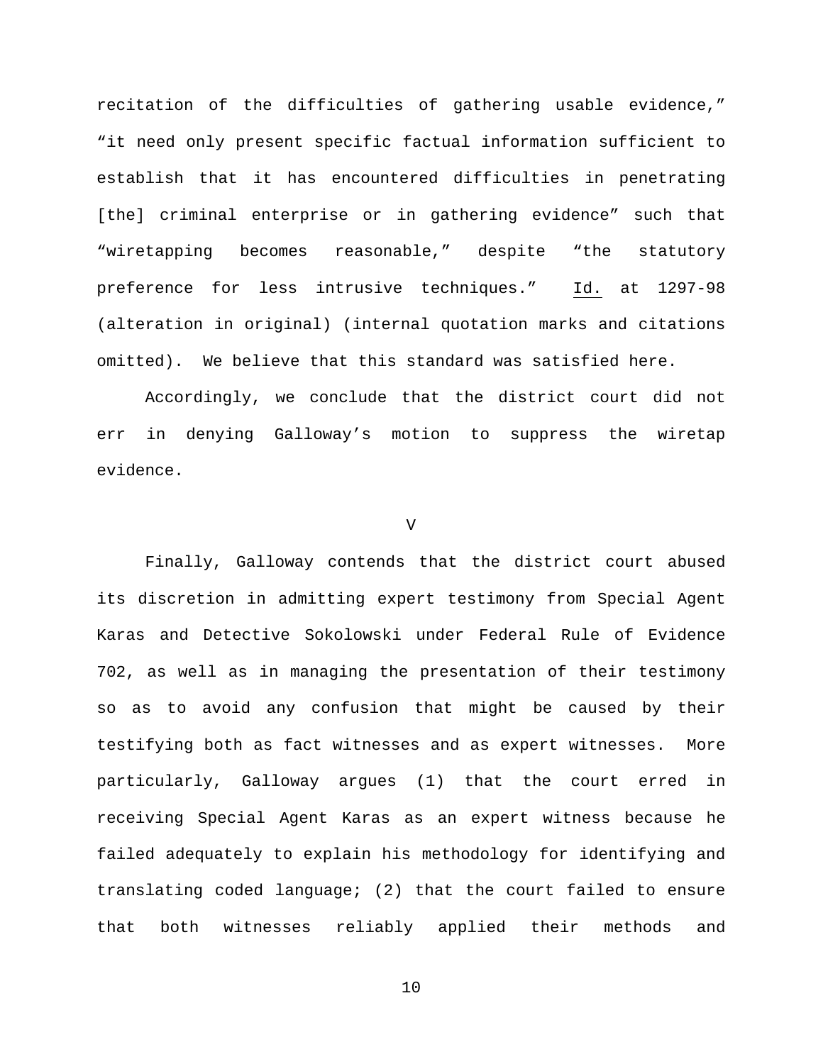recitation of the difficulties of gathering usable evidence," "it need only present specific factual information sufficient to establish that it has encountered difficulties in penetrating [the] criminal enterprise or in gathering evidence" such that "wiretapping becomes reasonable," despite "the statutory preference for less intrusive techniques." Id. at 1297-98 (alteration in original) (internal quotation marks and citations omitted). We believe that this standard was satisfied here.

Accordingly, we conclude that the district court did not err in denying Galloway's motion to suppress the wiretap evidence.

V

Finally, Galloway contends that the district court abused its discretion in admitting expert testimony from Special Agent Karas and Detective Sokolowski under Federal Rule of Evidence 702, as well as in managing the presentation of their testimony so as to avoid any confusion that might be caused by their testifying both as fact witnesses and as expert witnesses. More particularly, Galloway argues (1) that the court erred in receiving Special Agent Karas as an expert witness because he failed adequately to explain his methodology for identifying and translating coded language; (2) that the court failed to ensure that both witnesses reliably applied their methods and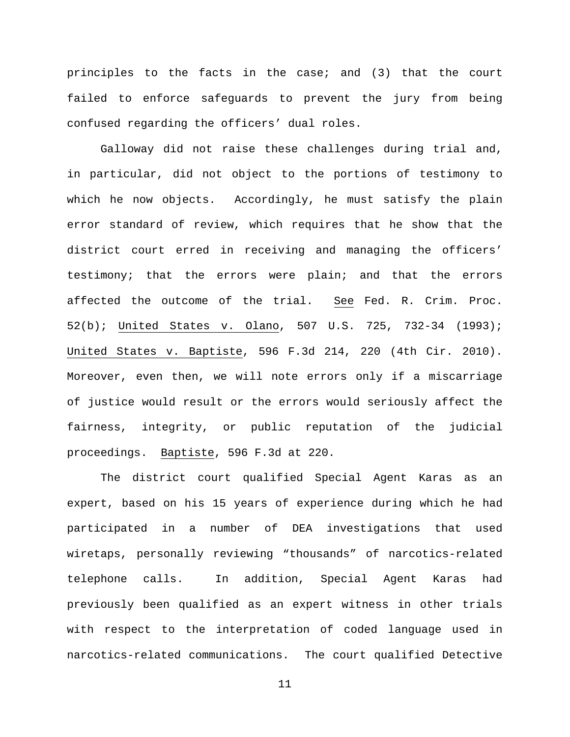principles to the facts in the case; and (3) that the court failed to enforce safeguards to prevent the jury from being confused regarding the officers' dual roles.

Galloway did not raise these challenges during trial and, in particular, did not object to the portions of testimony to which he now objects. Accordingly, he must satisfy the plain error standard of review, which requires that he show that the district court erred in receiving and managing the officers' testimony; that the errors were plain; and that the errors affected the outcome of the trial. See Fed. R. Crim. Proc. 52(b); United States v. Olano, 507 U.S. 725, 732-34 (1993); United States v. Baptiste, 596 F.3d 214, 220 (4th Cir. 2010). Moreover, even then, we will note errors only if a miscarriage of justice would result or the errors would seriously affect the fairness, integrity, or public reputation of the judicial proceedings. Baptiste, 596 F.3d at 220.

The district court qualified Special Agent Karas as an expert, based on his 15 years of experience during which he had participated in a number of DEA investigations that used wiretaps, personally reviewing "thousands" of narcotics-related telephone calls. In addition, Special Agent Karas had previously been qualified as an expert witness in other trials with respect to the interpretation of coded language used in narcotics-related communications. The court qualified Detective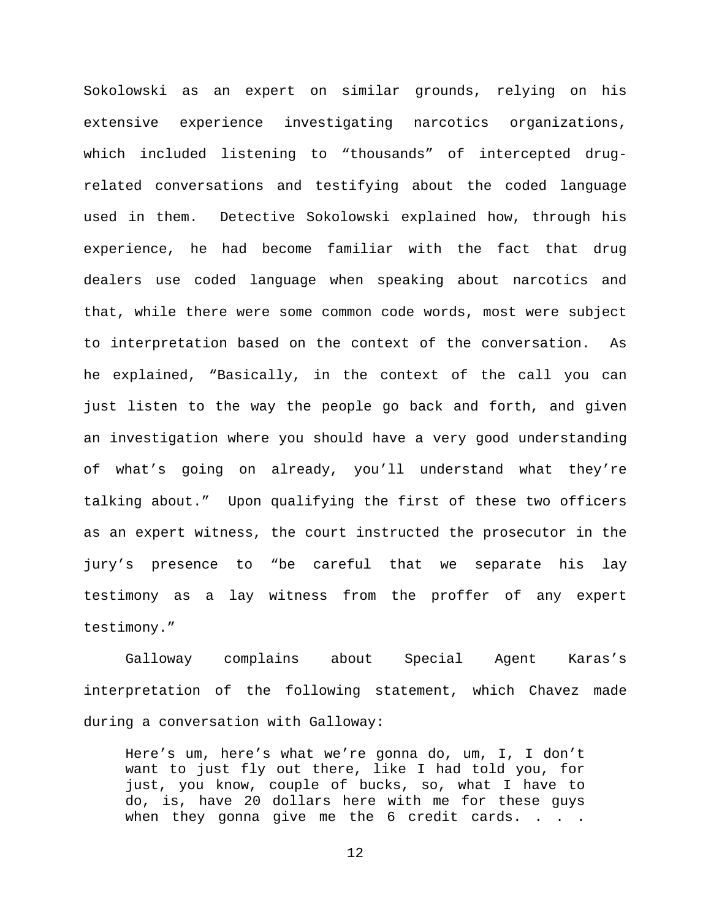Sokolowski as an expert on similar grounds, relying on his extensive experience investigating narcotics organizations, which included listening to "thousands" of intercepted drug-related conversations and testifying about the coded language used in them. Detective Sokolowski explained how, through his experience, he had become familiar with the fact that drug dealers use coded language when speaking about narcotics and that, while there were some common code words, most were subject to interpretation based on the context of the conversation. As he explained, "Basically, in the context of the call you can just listen to the way the people go back and forth, and given an investigation where you should have a very good understanding of what's going on already, you'll understand what they're talking about." Upon qualifying the first of these two officers as an expert witness, the court instructed the prosecutor in the jury's presence to "be careful that we separate his lay testimony as a lay witness from the proffer of any expert testimony."

Galloway complains about Special Agent Karas's interpretation of the following statement, which Chavez made during a conversation with Galloway:

> Here's um, here's what we're gonna do, um, I, I don't want to just fly out there, like I had told you, for just, you know, couple of bucks, so, what I have to do, is, have 20 dollars here with me for these guys when they gonna give me the 6 credit cards. . . .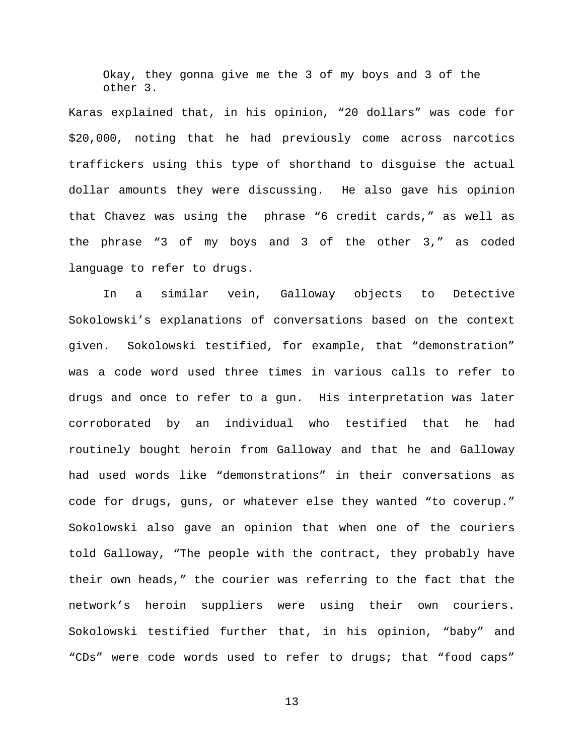> Okay, they gonna give me the 3 of my boys and 3 of the other 3.

Karas explained that, in his opinion, “20 dollars” was code for $20,000, noting that he had previously come across narcotics traffickers using this type of shorthand to disguise the actual dollar amounts they were discussing. He also gave his opinion that Chavez was using the phrase “6 credit cards,” as well as the phrase “3 of my boys and 3 of the other 3,” as coded language to refer to drugs.

In a similar vein, Galloway objects to Detective Sokolowski’s explanations of conversations based on the context given. Sokolowski testified, for example, that “demonstration” was a code word used three times in various calls to refer to drugs and once to refer to a gun. His interpretation was later corroborated by an individual who testified that he had routinely bought heroin from Galloway and that he and Galloway had used words like “demonstrations” in their conversations as code for drugs, guns, or whatever else they wanted “to coverup.” Sokolowski also gave an opinion that when one of the couriers told Galloway, “The people with the contract, they probably have their own heads,” the courier was referring to the fact that the network’s heroin suppliers were using their own couriers. Sokolowski testified further that, in his opinion, “baby” and “CDs” were code words used to refer to drugs; that “food caps”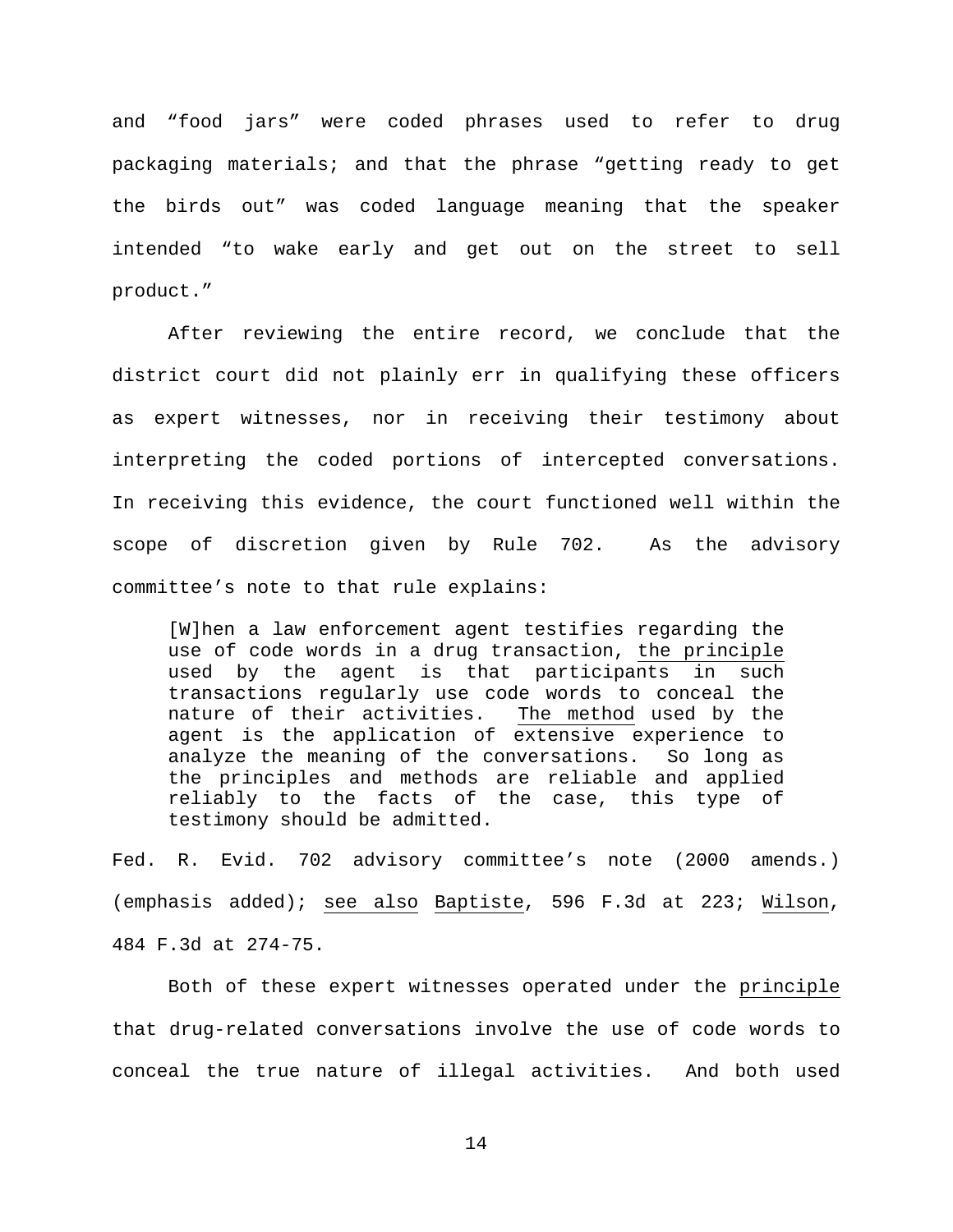and “food jars” were coded phrases used to refer to drug packaging materials; and that the phrase “getting ready to get the birds out” was coded language meaning that the speaker intended “to wake early and get out on the street to sell product.”

After reviewing the entire record, we conclude that the district court did not plainly err in qualifying these officers as expert witnesses, nor in receiving their testimony about interpreting the coded portions of intercepted conversations. In receiving this evidence, the court functioned well within the scope of discretion given by Rule 702. As the advisory committee’s note to that rule explains:

> [W]hen a law enforcement agent testifies regarding the use of code words in a drug transaction, <u>the principle</u> used by the agent is that participants in such transactions regularly use code words to conceal the nature of their activities. <u>The method</u> used by the agent is the application of extensive experience to analyze the meaning of the conversations. So long as the principles and methods are reliable and applied reliably to the facts of the case, this type of testimony should be admitted.

Fed. R. Evid. 702 advisory committee’s note (2000 amends.) (emphasis added); <u>see also</u> <u>Baptiste</u>, 596 F.3d at 223; <u>Wilson</u>, 484 F.3d at 274-75.

Both of these expert witnesses operated under the <u>principle</u> that drug-related conversations involve the use of code words to conceal the true nature of illegal activities. And both used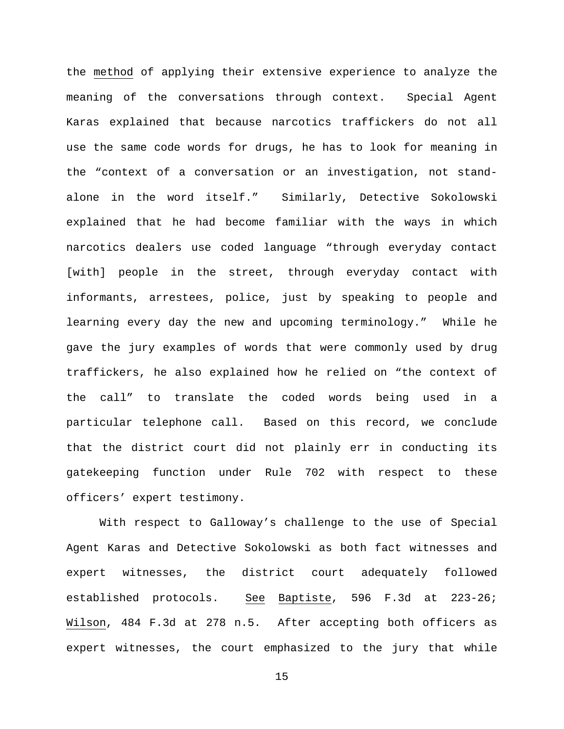the method of applying their extensive experience to analyze the meaning of the conversations through context. Special Agent Karas explained that because narcotics traffickers do not all use the same code words for drugs, he has to look for meaning in the "context of a conversation or an investigation, not stand-alone in the word itself." Similarly, Detective Sokolowski explained that he had become familiar with the ways in which narcotics dealers use coded language "through everyday contact [with] people in the street, through everyday contact with informants, arrestees, police, just by speaking to people and learning every day the new and upcoming terminology." While he gave the jury examples of words that were commonly used by drug traffickers, he also explained how he relied on "the context of the call" to translate the coded words being used in a particular telephone call. Based on this record, we conclude that the district court did not plainly err in conducting its gatekeeping function under Rule 702 with respect to these officers' expert testimony.

With respect to Galloway's challenge to the use of Special Agent Karas and Detective Sokolowski as both fact witnesses and expert witnesses, the district court adequately followed established protocols. See Baptiste, 596 F.3d at 223-26; Wilson, 484 F.3d at 278 n.5. After accepting both officers as expert witnesses, the court emphasized to the jury that while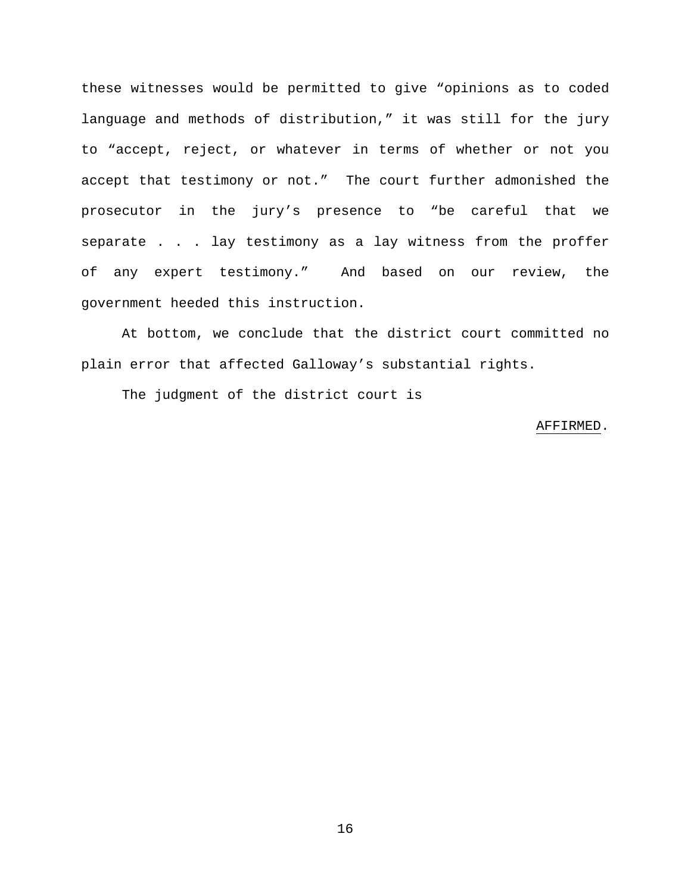these witnesses would be permitted to give "opinions as to coded language and methods of distribution," it was still for the jury to "accept, reject, or whatever in terms of whether or not you accept that testimony or not." The court further admonished the prosecutor in the jury's presence to "be careful that we separate . . . lay testimony as a lay witness from the proffer of any expert testimony." And based on our review, the government heeded this instruction.

At bottom, we conclude that the district court committed no plain error that affected Galloway's substantial rights.

The judgment of the district court is

AFFIRMED.